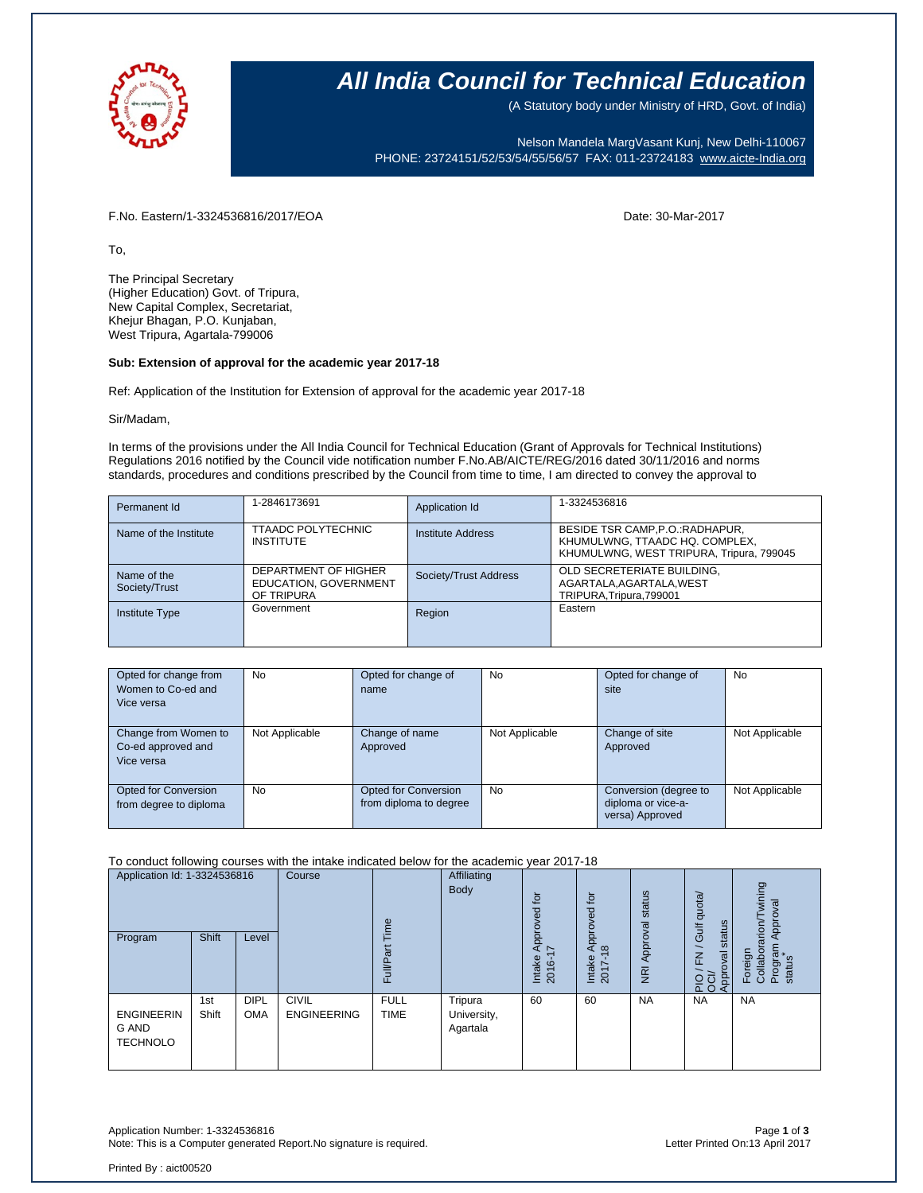# All India Council for Technical Education

(A Statutory body under Ministry of HRD, Govt. of India)

Nelson Mandela MargVasant Kunj, New Delhi-110067
PHONE: 23724151/52/53/54/55/56/57 FAX: 011-23724183 www.aicte-India.org

F.No. Eastern/1-3324536816/2017/EOA

Date: 30-Mar-2017

To,

The Principal Secretary
(Higher Education) Govt. of Tripura,
New Capital Complex, Secretariat,
Khejur Bhagan, P.O. Kunjaban,
West Tripura, Agartala-799006

**Sub: Extension of approval for the academic year 2017-18**

Ref: Application of the Institution for Extension of approval for the academic year 2017-18

Sir/Madam,

In terms of the provisions under the All India Council for Technical Education (Grant of Approvals for Technical Institutions) Regulations 2016 notified by the Council vide notification number F.No.AB/AICTE/REG/2016 dated 30/11/2016 and norms standards, procedures and conditions prescribed by the Council from time to time, I am directed to convey the approval to

| Permanent Id | 1-2846173691 | Application Id | 1-3324536816 |
|---|---|---|---|
| Name of the Institute | TTAADC POLYTECHNIC INSTITUTE | Institute Address | BESIDE TSR CAMP,P.O.:RADHAPUR, KHUMULWNG, TTAADC HQ. COMPLEX, KHUMULWNG, WEST TRIPURA, Tripura, 799045 |
| Name of the Society/Trust | DEPARTMENT OF HIGHER EDUCATION, GOVERNMENT OF TRIPURA | Society/Trust Address | OLD SECRETERIATE BUILDING, AGARTALA,AGARTALA,WEST TRIPURA,Tripura,799001 |
| Institute Type | Government | Region | Eastern |

| Opted for change from Women to Co-ed and Vice versa | No | Opted for change of name | No | Opted for change of site | No |
|---|---|---|---|---|---|
| Change from Women to Co-ed approved and Vice versa | Not Applicable | Change of name Approved | Not Applicable | Change of site Approved | Not Applicable |
| Opted for Conversion from degree to diploma | No | Opted for Conversion from diploma to degree | No | Conversion (degree to diploma or vice-a-versa) Approved | Not Applicable |

To conduct following courses with the intake indicated below for the academic year 2017-18

| Application Id: 1-3324536816 | | | Course | Full/Part Time | Affiliating Body | Intake Approved for 2016-17 | Intake Approved for 2017-18 | NRI Approval status | PIO / FN / Gulf quota/ OCI/ Approval status | Foreign Collaborarion/Twining Program Approval status* |
|---|---|---|---|---|---|---|---|---|---|---|
| Program | Shift | Level | | | | | | | | |
| ENGINEERING AND TECHNOLO | 1st Shift | DIPLOMA | CIVIL ENGINEERING | FULL TIME | Tripura University, Agartala | 60 | 60 | NA | NA | NA |

Application Number: 1-3324536816
Note: This is a Computer generated Report.No signature is required.

Letter Printed On:13 April 2017

Printed By : aict00520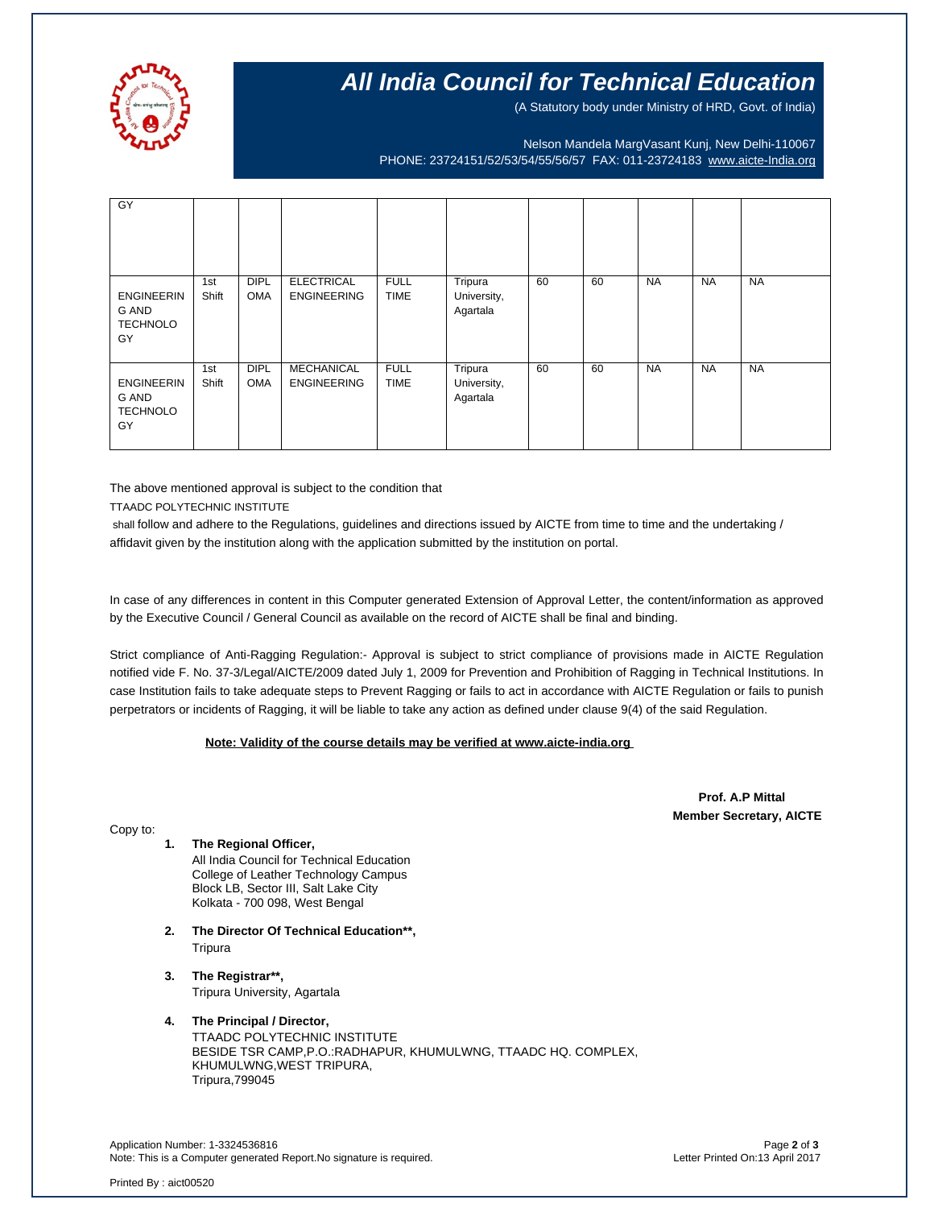| GY | | | | | | | | | | |
|---|---|---|---|---|---|---|---|---|---|---|
| ENGINEERING AND TECHNOLOGY | 1st Shift | DIPLOMA | ELECTRICAL ENGINEERING | FULL TIME | Tripura University, Agartala | 60 | 60 | NA | NA | NA |
| ENGINEERING AND TECHNOLOGY | 1st Shift | DIPLOMA | MECHANICAL ENGINEERING | FULL TIME | Tripura University, Agartala | 60 | 60 | NA | NA | NA |

The above mentioned approval is subject to the condition that TTAADC POLYTECHNIC INSTITUTE shall follow and adhere to the Regulations, guidelines and directions issued by AICTE from time to time and the undertaking / affidavit given by the institution along with the application submitted by the institution on portal.

In case of any differences in content in this Computer generated Extension of Approval Letter, the content/information as approved by the Executive Council / General Council as available on the record of AICTE shall be final and binding.

Strict compliance of Anti-Ragging Regulation:- Approval is subject to strict compliance of provisions made in AICTE Regulation notified vide F. No. 37-3/Legal/AICTE/2009 dated July 1, 2009 for Prevention and Prohibition of Ragging in Technical Institutions. In case Institution fails to take adequate steps to Prevent Ragging or fails to act in accordance with AICTE Regulation or fails to punish perpetrators or incidents of Ragging, it will be liable to take any action as defined under clause 9(4) of the said Regulation.

**Note: Validity of the course details may be verified at www.aicte-india.org**

**Prof. A.P Mittal**
**Member Secretary, AICTE**

Copy to:

1. **The Regional Officer,**
   All India Council for Technical Education
   College of Leather Technology Campus
   Block LB, Sector III, Salt Lake City
   Kolkata - 700 098, West Bengal

2. **The Director Of Technical Education\*\*,**
   Tripura

3. **The Registrar\*\*,**
   Tripura University, Agartala

4. **The Principal / Director,**
   TTAADC POLYTECHNIC INSTITUTE
   BESIDE TSR CAMP,P.O.:RADHAPUR, KHUMULWNG, TTAADC HQ. COMPLEX,
   KHUMULWNG,WEST TRIPURA,
   Tripura,799045

Application Number: 1-3324536816
Note: This is a Computer generated Report.No signature is required.
Letter Printed On:13 April 2017

Printed By : aict00520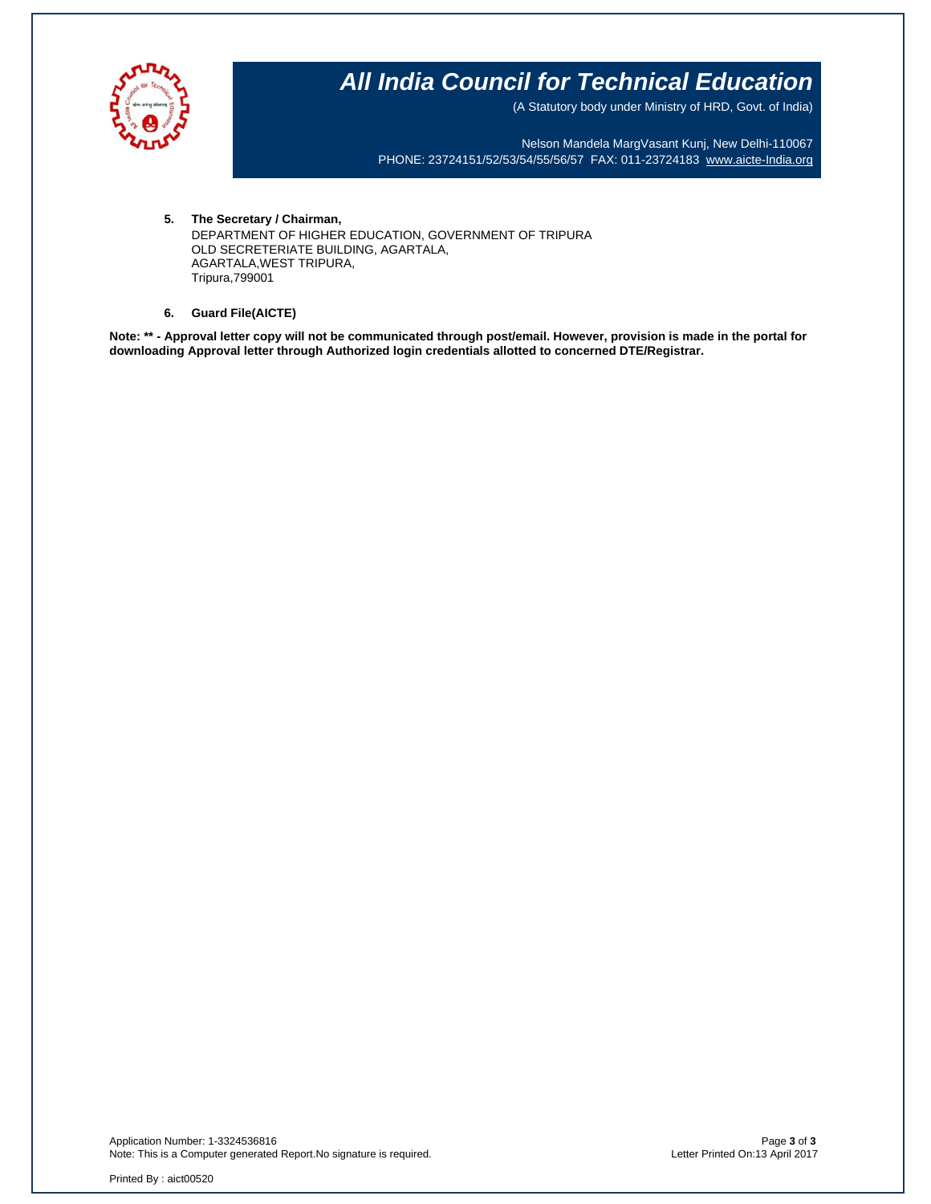# All India Council for Technical Education

(A Statutory body under Ministry of HRD, Govt. of India)

Nelson Mandela MargVasant Kunj, New Delhi-110067
PHONE: 23724151/52/53/54/55/56/57 FAX: 011-23724183 www.aicte-India.org

5. **The Secretary / Chairman,**
   DEPARTMENT OF HIGHER EDUCATION, GOVERNMENT OF TRIPURA
   OLD SECRETERIATE BUILDING, AGARTALA,
   AGARTALA,WEST TRIPURA,
   Tripura,799001

6. **Guard File(AICTE)**

**Note: ** - Approval letter copy will not be communicated through post/email. However, provision is made in the portal for downloading Approval letter through Authorized login credentials allotted to concerned DTE/Registrar.**

Application Number: 1-3324536816
Note: This is a Computer generated Report.No signature is required.

Letter Printed On:13 April 2017

Printed By : aict00520